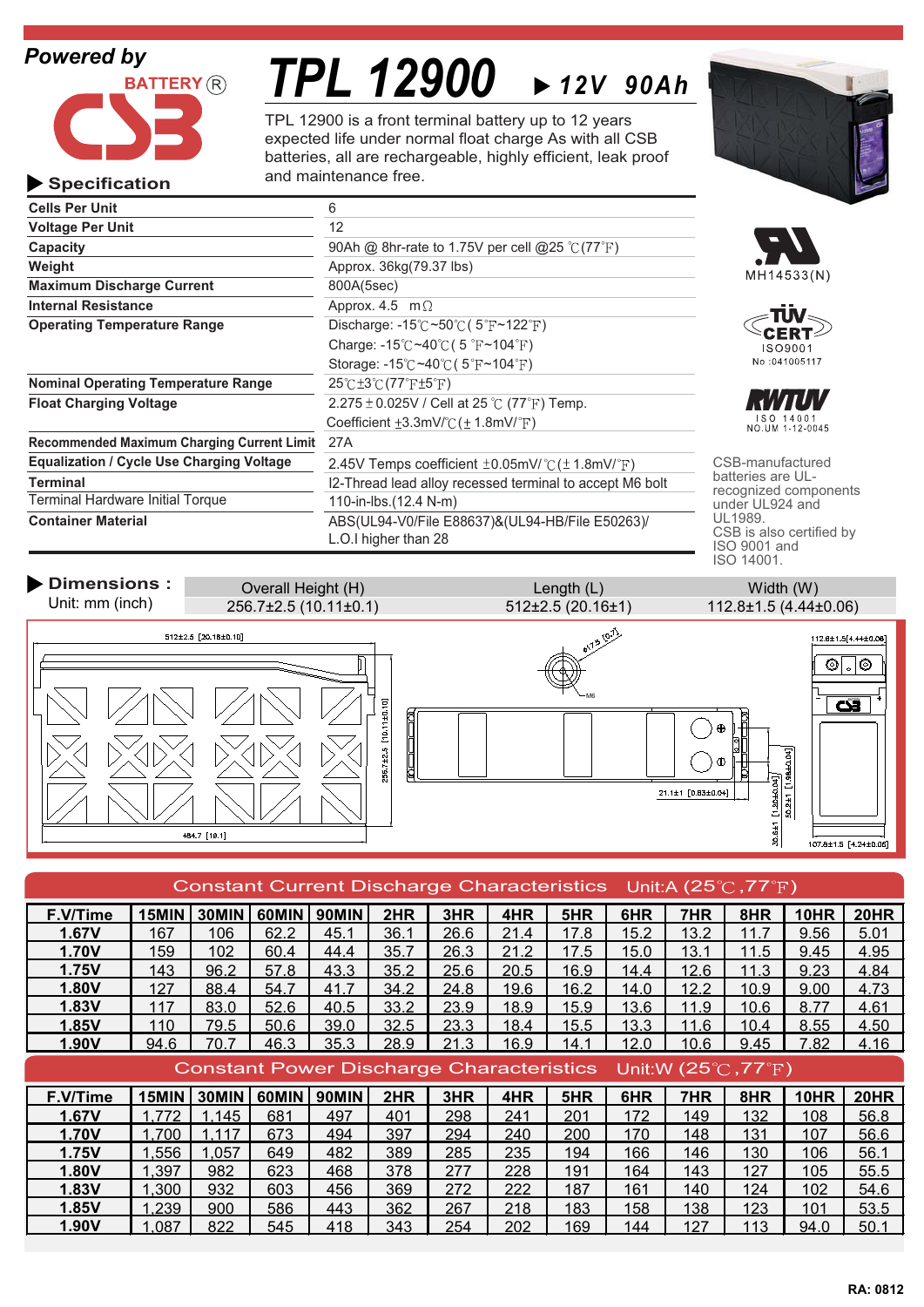Powered by

BATTERY®

CSB

# TPL 12900 ▶ 12V 90Ah

TPL 12900 is a front terminal battery up to 12 years expected life under normal float charge As with all CSB batteries, all are rechargeable, highly efficient, leak proof and maintenance free.

## ▶ Specification

| | |
|---|---|
| **Cells Per Unit** | 6 |
| **Voltage Per Unit** | 12 |
| **Capacity** | 90Ah @ 8hr-rate to 1.75V per cell @25 ℃(77℉) |
| **Weight** | Approx. 36kg(79.37 lbs) |
| **Maximum Discharge Current** | 800A(5sec) |
| **Internal Resistance** | Approx. 4.5 mΩ |
| **Operating Temperature Range** | Discharge: -15℃~50℃( 5℉~122℉)<br>Charge: -15℃~40℃( 5 ℉~104℉)<br>Storage: -15℃~40℃( 5℉~104℉) |
| **Nominal Operating Temperature Range** | 25℃±3℃(77℉±5℉) |
| **Float Charging Voltage** | 2.275±0.025V / Cell at 25 ℃ (77℉) Temp.<br>Coefficient ±3.3mV/℃(±1.8mV/℉) |
| **Recommended Maximum Charging Current Limit** | 27A |
| **Equalization / Cycle Use Charging Voltage** | 2.45V Temps coefficient ±0.05mV/℃(±1.8mV/℉) |
| **Terminal** | I2-Thread lead alloy recessed terminal to accept M6 bolt |
| Terminal Hardware Initial Torque | 110-in-lbs.(12.4 N-m) |
| **Container Material** | ABS(UL94-V0/File E88637)&(UL94-HB/File E50263)/<br>L.O.I higher than 28 |

MH14533(N)

TÜV CERT ISO9001 No :041005117

RWTUV ISO 14001 NO.UM 1-12-0045

CSB-manufactured batteries are UL-recognized components under UL924 and UL1989.
CSB is also certified by ISO 9001 and ISO 14001.

## ▶ Dimensions : Unit: mm (inch)

| Overall Height (H) | Length (L) | Width (W) |
|---|---|---|
| 256.7±2.5 (10.11±0.1) | 512±2.5 (20.16±1) | 112.8±1.5 (4.44±0.06) |

512±2.5 [20.16±0.10]
256.7±2.5 [10.11±0.10]
484.7 [19.1]
φ17.5 [0.7]
M6
21.1±1 [0.83±0.04]
112.8±1.5[4.44±0.06]
30.6±1 [1.20±0.04]
50.2±1 [1.98±0.04]
107.8±1.5 [4.24±0.06]

## Constant Current Discharge Characteristics Unit:A (25℃,77℉)

| F.V/Time | 15MIN | 30MIN | 60MIN | 90MIN | 2HR | 3HR | 4HR | 5HR | 6HR | 7HR | 8HR | 10HR | 20HR |
|---|---|---|---|---|---|---|---|---|---|---|---|---|---|
| 1.67V | 167 | 106 | 62.2 | 45.1 | 36.1 | 26.6 | 21.4 | 17.8 | 15.2 | 13.2 | 11.7 | 9.56 | 5.01 |
| 1.70V | 159 | 102 | 60.4 | 44.4 | 35.7 | 26.3 | 21.2 | 17.5 | 15.0 | 13.1 | 11.5 | 9.45 | 4.95 |
| 1.75V | 143 | 96.2 | 57.8 | 43.3 | 35.2 | 25.6 | 20.5 | 16.9 | 14.4 | 12.6 | 11.3 | 9.23 | 4.84 |
| 1.80V | 127 | 88.4 | 54.7 | 41.7 | 34.2 | 24.8 | 19.6 | 16.2 | 14.0 | 12.2 | 10.9 | 9.00 | 4.73 |
| 1.83V | 117 | 83.0 | 52.6 | 40.5 | 33.2 | 23.9 | 18.9 | 15.9 | 13.6 | 11.9 | 10.6 | 8.77 | 4.61 |
| 1.85V | 110 | 79.5 | 50.6 | 39.0 | 32.5 | 23.3 | 18.4 | 15.5 | 13.3 | 11.6 | 10.4 | 8.55 | 4.50 |
| 1.90V | 94.6 | 70.7 | 46.3 | 35.3 | 28.9 | 21.3 | 16.9 | 14.1 | 12.0 | 10.6 | 9.45 | 7.82 | 4.16 |

## Constant Power Discharge Characteristics Unit:W (25℃,77℉)

| F.V/Time | 15MIN | 30MIN | 60MIN | 90MIN | 2HR | 3HR | 4HR | 5HR | 6HR | 7HR | 8HR | 10HR | 20HR |
|---|---|---|---|---|---|---|---|---|---|---|---|---|---|
| 1.67V | 1,772 | 1,145 | 681 | 497 | 401 | 298 | 241 | 201 | 172 | 149 | 132 | 108 | 56.8 |
| 1.70V | 1,700 | 1,117 | 673 | 494 | 397 | 294 | 240 | 200 | 170 | 148 | 131 | 107 | 56.6 |
| 1.75V | 1,556 | 1,057 | 649 | 482 | 389 | 285 | 235 | 194 | 166 | 146 | 130 | 106 | 56.1 |
| 1.80V | 1,397 | 982 | 623 | 468 | 378 | 277 | 228 | 191 | 164 | 143 | 127 | 105 | 55.5 |
| 1.83V | 1,300 | 932 | 603 | 456 | 369 | 272 | 222 | 187 | 161 | 140 | 124 | 102 | 54.6 |
| 1.85V | 1,239 | 900 | 586 | 443 | 362 | 267 | 218 | 183 | 158 | 138 | 123 | 101 | 53.5 |
| 1.90V | 1,087 | 822 | 545 | 418 | 343 | 254 | 202 | 169 | 144 | 127 | 113 | 94.0 | 50.1 |

RA: 0812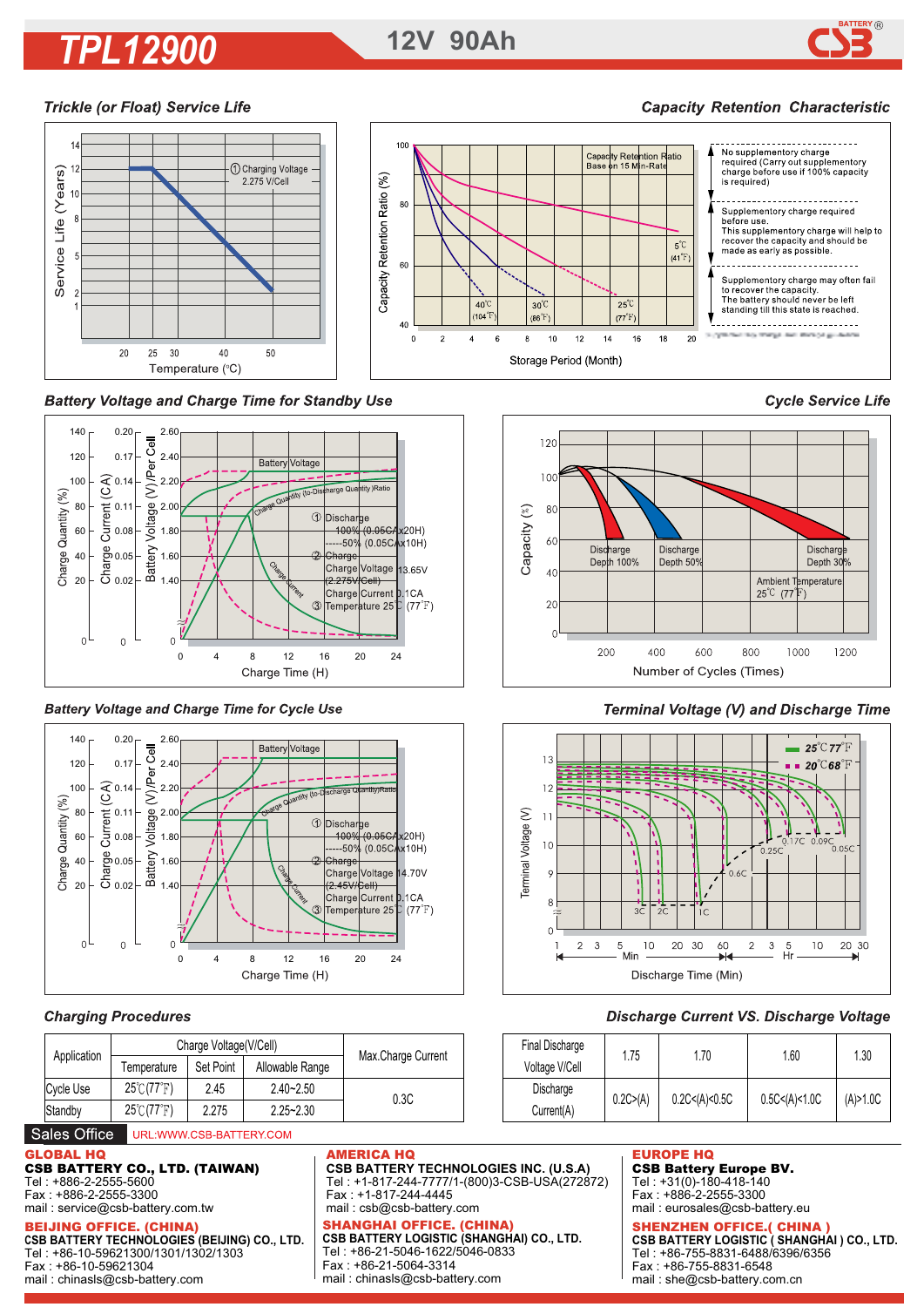# TPL12900

12V 90Ah

## Trickle (or Float) Service Life

Service Life (Years)

14
12
10
8
5
2
1

① Charging Voltage
2.275 V/Cell

20 25 30 40 50

Temperature (°C)

## Capacity Retention Characteristic

Capacity Retention Ratio (%)

100
80
60
40

Capacity Retention Ratio
Base on 15 Min-Rate

5℃ (41℉)
40℃ (104℉)
30℃ (86℉)
25℃ (77℉)

0 2 4 6 8 10 12 14 16 18 20

Storage Period (Month)

No supplementary charge required (Carry out supplementary charge before use if 100% capacity is required)

Supplementary charge required before use.
This supplementary charge will help to recover the capacity and should be made as early as possible.

Supplementary charge may often fail to recover the capacity.
The battery should never be left standing till this state is reached.

## Battery Voltage and Charge Time for Standby Use

Charge Quantity (%): 140, 120, 100, 80, 60, 40, 20, 0
Charge Current (CA): 0.20, 0.17, 0.14, 0.11, 0.08, 0.05, 0.02, 0
Battery Voltage (V)/Per Cell: 2.60, 2.40, 2.20, 2.00, 1.80, 1.60, 1.40, 0

Battery Voltage
Charge Quantity (to-Discharge Quantity) Ratio
Charge Current

① Discharge
100% (0.05CAx20H)
-----50% (0.05CAx10H)
② Charge
Charge Voltage 13.65V (2.275V/Cell)
Charge Current 0.1CA
③ Temperature 25℃ (77℉)

0 4 8 12 16 20 24

Charge Time (H)

## Cycle Service Life

Capacity (%)

120
100
80
60
40
20
0

Discharge Depth 100%
Discharge Depth 50%
Discharge Depth 30%

Ambient Temperature
25℃ (77℉)

200 400 600 800 1000 1200

Number of Cycles (Times)

## Battery Voltage and Charge Time for Cycle Use

Charge Quantity (%): 140, 120, 100, 80, 60, 40, 20, 0
Charge Current (CA): 0.20, 0.17, 0.14, 0.11, 0.08, 0.05, 0.02, 0
Battery Voltage (V)/Per Cell: 2.60, 2.40, 2.20, 2.00, 1.80, 1.60, 1.40, 0

Battery Voltage
Charge Quantity (to-Discharge Quantity) Ratio
Charge Current

① Discharge
100% (0.05CAx20H)
-----50% (0.05CAx10H)
② Charge
Charge Voltage 14.70V (2.45V/Cell)
Charge Current 0.1CA
③ Temperature 25℃ (77℉)

0 4 8 12 16 20 24

Charge Time (H)

## Terminal Voltage (V) and Discharge Time

Terminal Voltage (V)

13
12
11
10
9
8
0

25℃ 77℉
20℃ 68℉

3C 2C 1C 0.6C 0.25C 0.17C 0.09C 0.05C

1 2 3 5 10 20 30 60 2 3 5 10 20 30

Min Hr

Discharge Time (Min)

## Charging Procedures

| Application | Charge Voltage(V/Cell) | | | Max.Charge Current |
|---|---|---|---|---|
| | Temperature | Set Point | Allowable Range | |
| Cycle Use | 25℃(77℉) | 2.45 | 2.40~2.50 | 0.3C |
| Standby | 25℃(77℉) | 2.275 | 2.25~2.30 | |

## Discharge Current VS. Discharge Voltage

| Final Discharge Voltage V/Cell | 1.75 | 1.70 | 1.60 | 1.30 |
|---|---|---|---|---|
| Discharge Current(A) | 0.2C>(A) | 0.2C<(A)<0.5C | 0.5C<(A)<1.0C | (A)>1.0C |

## Sales Office

URL:WWW.CSB-BATTERY.COM

**GLOBAL HQ**
**CSB BATTERY CO., LTD. (TAIWAN)**
Tel : +886-2-2555-5600
Fax : +886-2-2555-3300
mail : service@csb-battery.com.tw

**AMERICA HQ**
**CSB BATTERY TECHNOLOGIES INC. (U.S.A)**
Tel : +1-817-244-7777/1-(800)3-CSB-USA(272872)
Fax : +1-817-244-4445
mail : csb@csb-battery.com

**EUROPE HQ**
**CSB Battery Europe BV.**
Tel : +31(0)-180-418-140
Fax : +886-2-2555-3300
mail : eurosales@csb-battery.eu

**BEIJING OFFICE. (CHINA)**
**CSB BATTERY TECHNOLOGIES (BEIJING) CO., LTD.**
Tel : +86-10-59621300/1301/1302/1303
Fax : +86-10-59621304
mail : chinasls@csb-battery.com

**SHANGHAI OFFICE. (CHINA)**
**CSB BATTERY LOGISTIC (SHANGHAI) CO., LTD.**
Tel : +86-21-5046-1622/5046-0833
Fax : +86-21-5064-3314
mail : chinasls@csb-battery.com

**SHENZHEN OFFICE.( CHINA )**
**CSB BATTERY LOGISTIC ( SHANGHAI ) CO., LTD.**
Tel : +86-755-8831-6488/6396/6356
Fax : +86-755-8831-6548
mail : she@csb-battery.com.cn